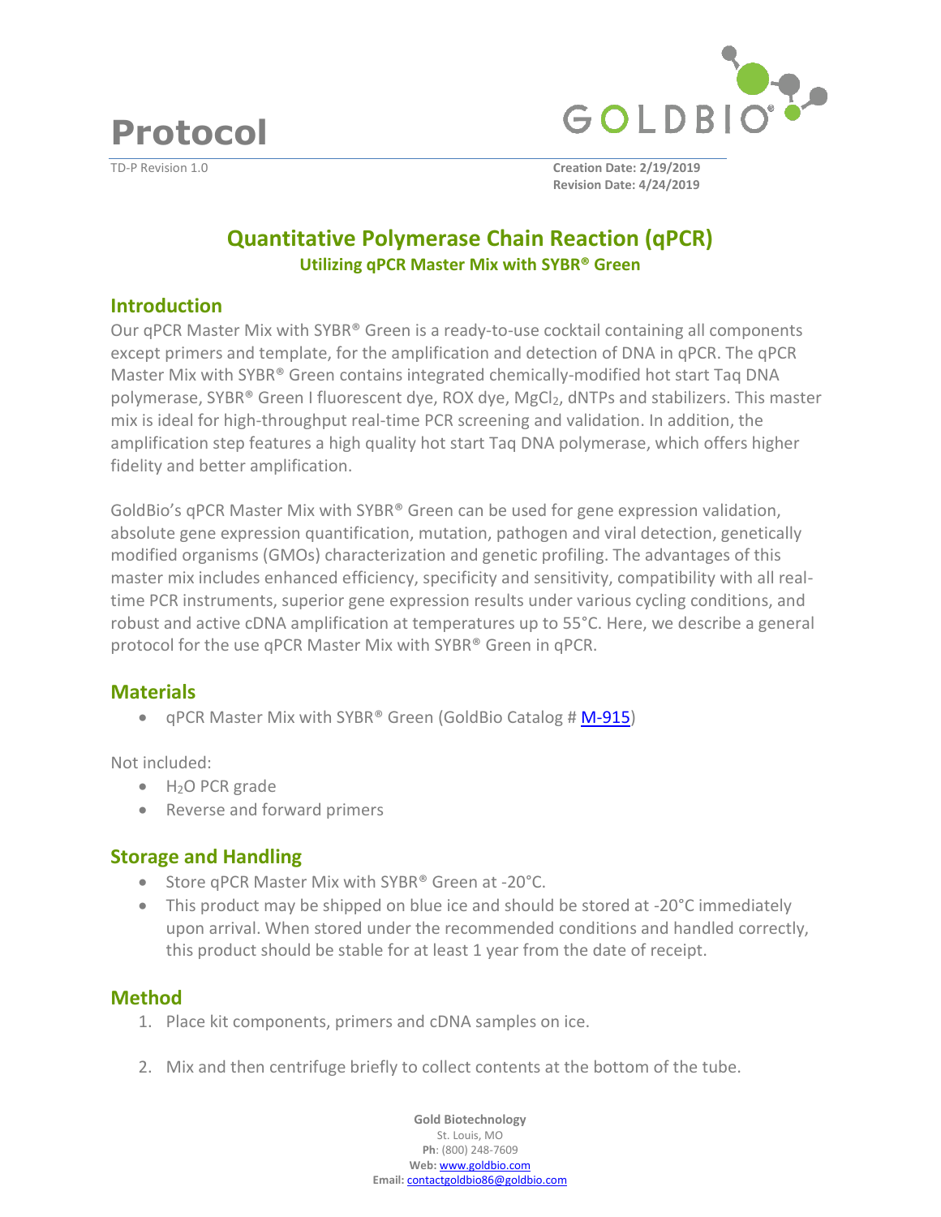# Protocol

TD-P Revision 1.0

**Creation Date: 2/19/2019**
**Revision Date: 4/24/2019**

## Quantitative Polymerase Chain Reaction (qPCR)

### Utilizing qPCR Master Mix with SYBR® Green

## Introduction

Our qPCR Master Mix with SYBR® Green is a ready-to-use cocktail containing all components except primers and template, for the amplification and detection of DNA in qPCR. The qPCR Master Mix with SYBR® Green contains integrated chemically-modified hot start Taq DNA polymerase, SYBR® Green I fluorescent dye, ROX dye, $MgCl_2$, dNTPs and stabilizers. This master mix is ideal for high-throughput real-time PCR screening and validation. In addition, the amplification step features a high quality hot start Taq DNA polymerase, which offers higher fidelity and better amplification.

GoldBio's qPCR Master Mix with SYBR® Green can be used for gene expression validation, absolute gene expression quantification, mutation, pathogen and viral detection, genetically modified organisms (GMOs) characterization and genetic profiling. The advantages of this master mix includes enhanced efficiency, specificity and sensitivity, compatibility with all real-time PCR instruments, superior gene expression results under various cycling conditions, and robust and active cDNA amplification at temperatures up to 55°C. Here, we describe a general protocol for the use qPCR Master Mix with SYBR® Green in qPCR.

## Materials

- qPCR Master Mix with SYBR® Green (GoldBio Catalog # M-915)

Not included:

- $H_2O$ PCR grade
- Reverse and forward primers

## Storage and Handling

- Store qPCR Master Mix with SYBR® Green at -20°C.
- This product may be shipped on blue ice and should be stored at -20°C immediately upon arrival. When stored under the recommended conditions and handled correctly, this product should be stable for at least 1 year from the date of receipt.

## Method

1. Place kit components, primers and cDNA samples on ice.

2. Mix and then centrifuge briefly to collect contents at the bottom of the tube.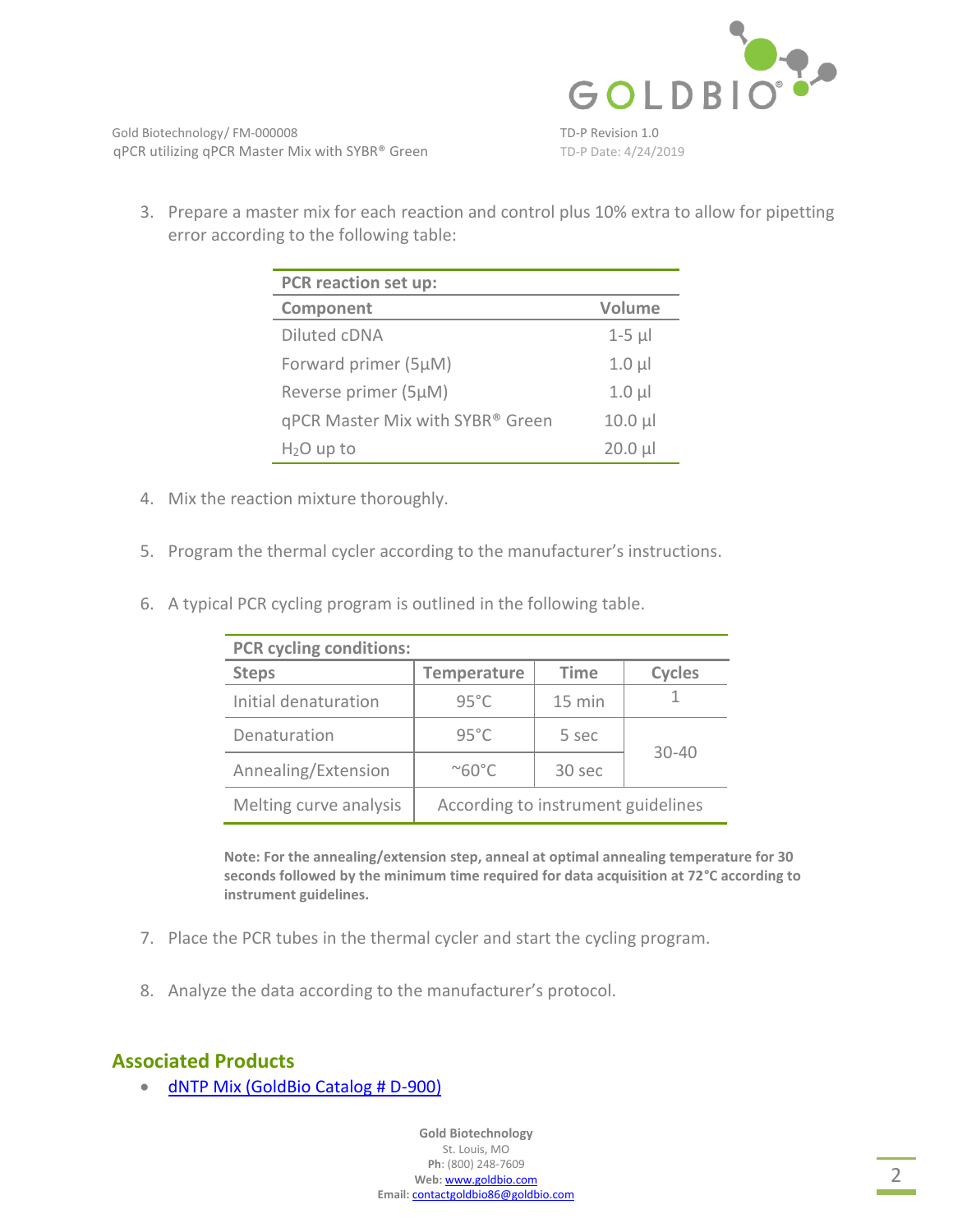3. Prepare a master mix for each reaction and control plus 10% extra to allow for pipetting error according to the following table:

| **PCR reaction set up:** | |
|---|---|
| **Component** | **Volume** |
| Diluted cDNA | 1-5 µl |
| Forward primer (5µM) | 1.0 µl |
| Reverse primer (5µM) | 1.0 µl |
| qPCR Master Mix with SYBR® Green | 10.0 µl |
| $H_2O$ up to | 20.0 µl |

4. Mix the reaction mixture thoroughly.

5. Program the thermal cycler according to the manufacturer's instructions.

6. A typical PCR cycling program is outlined in the following table.

| **PCR cycling conditions:** | | | |
|---|---|---|---|
| **Steps** | **Temperature** | **Time** | **Cycles** |
| Initial denaturation | 95°C | 15 min | 1 |
| Denaturation | 95°C | 5 sec | 30-40 |
| Annealing/Extension | ~60°C | 30 sec | |
| Melting curve analysis | According to instrument guidelines | | |

**Note: For the annealing/extension step, anneal at optimal annealing temperature for 30 seconds followed by the minimum time required for data acquisition at 72°C according to instrument guidelines.**

7. Place the PCR tubes in the thermal cycler and start the cycling program.

8. Analyze the data according to the manufacturer's protocol.

## Associated Products

- dNTP Mix (GoldBio Catalog # D-900)

**Gold Biotechnology**
St. Louis, MO
**Ph**: (800) 248-7609
**Web:** www.goldbio.com
**Email:** contactgoldbio86@goldbio.com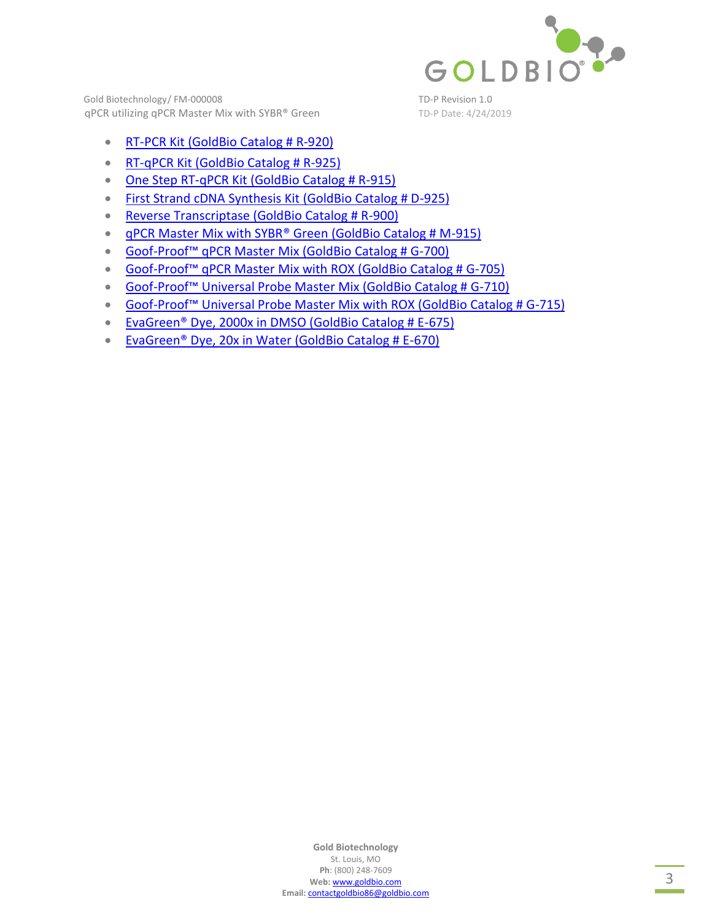- RT-PCR Kit (GoldBio Catalog # R-920)
- RT-qPCR Kit (GoldBio Catalog # R-925)
- One Step RT-qPCR Kit (GoldBio Catalog # R-915)
- First Strand cDNA Synthesis Kit (GoldBio Catalog # D-925)
- Reverse Transcriptase (GoldBio Catalog # R-900)
- qPCR Master Mix with SYBR® Green (GoldBio Catalog # M-915)
- Goof-Proof™ qPCR Master Mix (GoldBio Catalog # G-700)
- Goof-Proof™ qPCR Master Mix with ROX (GoldBio Catalog # G-705)
- Goof-Proof™ Universal Probe Master Mix (GoldBio Catalog # G-710)
- Goof-Proof™ Universal Probe Master Mix with ROX (GoldBio Catalog # G-715)
- EvaGreen® Dye, 2000x in DMSO (GoldBio Catalog # E-675)
- EvaGreen® Dye, 20x in Water (GoldBio Catalog # E-670)